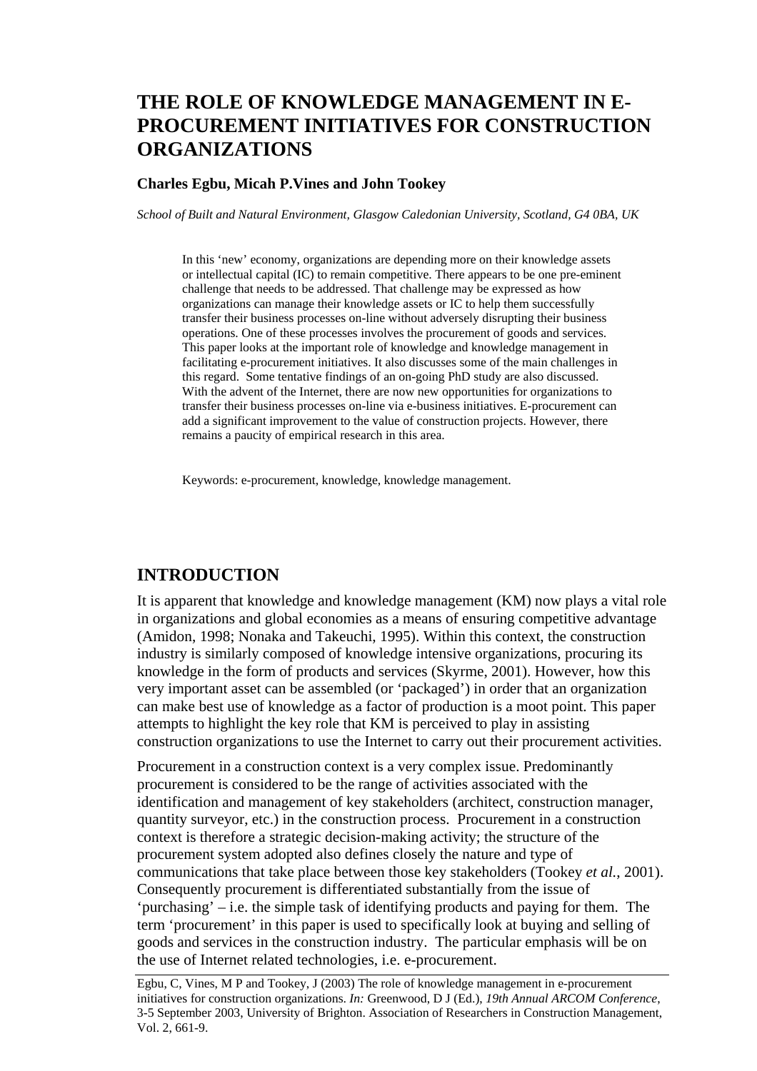# THE ROLE OF KNOWLEDGE MANAGEMENT IN E-PROCUREMENT INITIATIVES FOR CONSTRUCTION ORGANIZATIONS

**Charles Egbu, Micah P.Vines and John Tookey**

*School of Built and Natural Environment, Glasgow Caledonian University, Scotland, G4 0BA, UK*

In this 'new' economy, organizations are depending more on their knowledge assets or intellectual capital (IC) to remain competitive. There appears to be one pre-eminent challenge that needs to be addressed. That challenge may be expressed as how organizations can manage their knowledge assets or IC to help them successfully transfer their business processes on-line without adversely disrupting their business operations. One of these processes involves the procurement of goods and services. This paper looks at the important role of knowledge and knowledge management in facilitating e-procurement initiatives. It also discusses some of the main challenges in this regard. Some tentative findings of an on-going PhD study are also discussed. With the advent of the Internet, there are now new opportunities for organizations to transfer their business processes on-line via e-business initiatives. E-procurement can add a significant improvement to the value of construction projects. However, there remains a paucity of empirical research in this area.

Keywords: e-procurement, knowledge, knowledge management.

## INTRODUCTION

It is apparent that knowledge and knowledge management (KM) now plays a vital role in organizations and global economies as a means of ensuring competitive advantage (Amidon, 1998; Nonaka and Takeuchi, 1995). Within this context, the construction industry is similarly composed of knowledge intensive organizations, procuring its knowledge in the form of products and services (Skyrme, 2001). However, how this very important asset can be assembled (or 'packaged') in order that an organization can make best use of knowledge as a factor of production is a moot point. This paper attempts to highlight the key role that KM is perceived to play in assisting construction organizations to use the Internet to carry out their procurement activities.

Procurement in a construction context is a very complex issue. Predominantly procurement is considered to be the range of activities associated with the identification and management of key stakeholders (architect, construction manager, quantity surveyor, etc.) in the construction process. Procurement in a construction context is therefore a strategic decision-making activity; the structure of the procurement system adopted also defines closely the nature and type of communications that take place between those key stakeholders (Tookey *et al.*, 2001). Consequently procurement is differentiated substantially from the issue of 'purchasing' – i.e. the simple task of identifying products and paying for them. The term 'procurement' in this paper is used to specifically look at buying and selling of goods and services in the construction industry. The particular emphasis will be on the use of Internet related technologies, i.e. e-procurement.

Egbu, C, Vines, M P and Tookey, J (2003) The role of knowledge management in e-procurement initiatives for construction organizations. *In:* Greenwood, D J (Ed.), *19th Annual ARCOM Conference*, 3-5 September 2003, University of Brighton. Association of Researchers in Construction Management, Vol. 2, 661-9.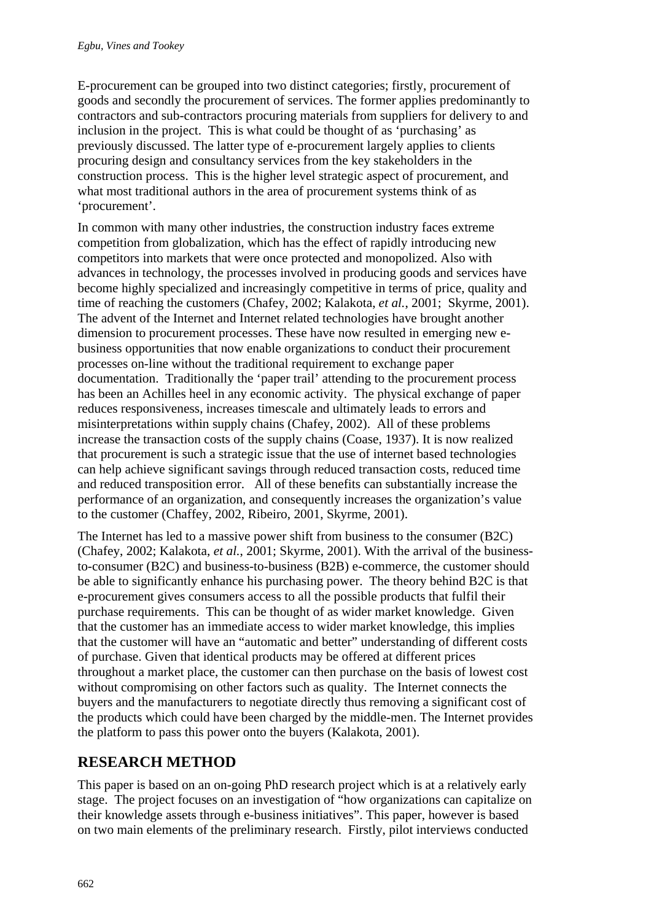E-procurement can be grouped into two distinct categories; firstly, procurement of goods and secondly the procurement of services. The former applies predominantly to contractors and sub-contractors procuring materials from suppliers for delivery to and inclusion in the project. This is what could be thought of as 'purchasing' as previously discussed. The latter type of e-procurement largely applies to clients procuring design and consultancy services from the key stakeholders in the construction process. This is the higher level strategic aspect of procurement, and what most traditional authors in the area of procurement systems think of as 'procurement'.

In common with many other industries, the construction industry faces extreme competition from globalization, which has the effect of rapidly introducing new competitors into markets that were once protected and monopolized. Also with advances in technology, the processes involved in producing goods and services have become highly specialized and increasingly competitive in terms of price, quality and time of reaching the customers (Chafey, 2002; Kalakota, *et al.*, 2001; Skyrme, 2001). The advent of the Internet and Internet related technologies have brought another dimension to procurement processes. These have now resulted in emerging new e-business opportunities that now enable organizations to conduct their procurement processes on-line without the traditional requirement to exchange paper documentation. Traditionally the 'paper trail' attending to the procurement process has been an Achilles heel in any economic activity. The physical exchange of paper reduces responsiveness, increases timescale and ultimately leads to errors and misinterpretations within supply chains (Chafey, 2002). All of these problems increase the transaction costs of the supply chains (Coase, 1937). It is now realized that procurement is such a strategic issue that the use of internet based technologies can help achieve significant savings through reduced transaction costs, reduced time and reduced transposition error. All of these benefits can substantially increase the performance of an organization, and consequently increases the organization's value to the customer (Chaffey, 2002, Ribeiro, 2001, Skyrme, 2001).

The Internet has led to a massive power shift from business to the consumer (B2C) (Chafey, 2002; Kalakota, *et al.*, 2001; Skyrme, 2001). With the arrival of the business-to-consumer (B2C) and business-to-business (B2B) e-commerce, the customer should be able to significantly enhance his purchasing power. The theory behind B2C is that e-procurement gives consumers access to all the possible products that fulfil their purchase requirements. This can be thought of as wider market knowledge. Given that the customer has an immediate access to wider market knowledge, this implies that the customer will have an "automatic and better" understanding of different costs of purchase. Given that identical products may be offered at different prices throughout a market place, the customer can then purchase on the basis of lowest cost without compromising on other factors such as quality. The Internet connects the buyers and the manufacturers to negotiate directly thus removing a significant cost of the products which could have been charged by the middle-men. The Internet provides the platform to pass this power onto the buyers (Kalakota, 2001).

## RESEARCH METHOD

This paper is based on an on-going PhD research project which is at a relatively early stage. The project focuses on an investigation of "how organizations can capitalize on their knowledge assets through e-business initiatives". This paper, however is based on two main elements of the preliminary research. Firstly, pilot interviews conducted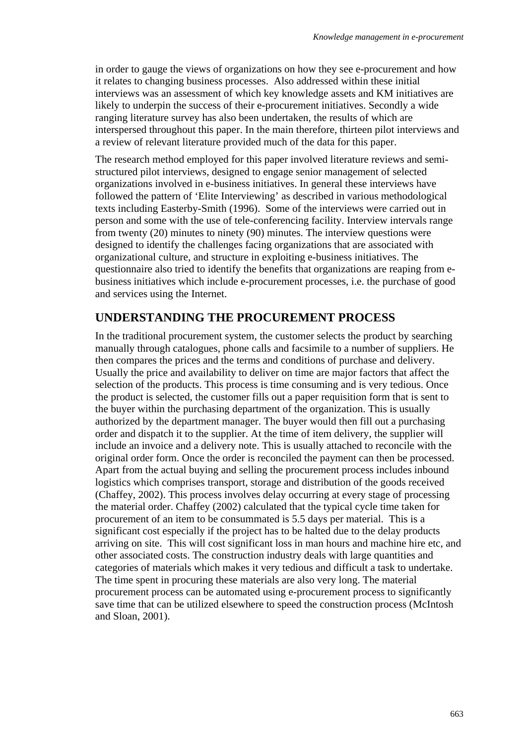in order to gauge the views of organizations on how they see e-procurement and how it relates to changing business processes. Also addressed within these initial interviews was an assessment of which key knowledge assets and KM initiatives are likely to underpin the success of their e-procurement initiatives. Secondly a wide ranging literature survey has also been undertaken, the results of which are interspersed throughout this paper. In the main therefore, thirteen pilot interviews and a review of relevant literature provided much of the data for this paper.

The research method employed for this paper involved literature reviews and semi-structured pilot interviews, designed to engage senior management of selected organizations involved in e-business initiatives. In general these interviews have followed the pattern of 'Elite Interviewing' as described in various methodological texts including Easterby-Smith (1996). Some of the interviews were carried out in person and some with the use of tele-conferencing facility. Interview intervals range from twenty (20) minutes to ninety (90) minutes. The interview questions were designed to identify the challenges facing organizations that are associated with organizational culture, and structure in exploiting e-business initiatives. The questionnaire also tried to identify the benefits that organizations are reaping from e-business initiatives which include e-procurement processes, i.e. the purchase of good and services using the Internet.

## UNDERSTANDING THE PROCUREMENT PROCESS

In the traditional procurement system, the customer selects the product by searching manually through catalogues, phone calls and facsimile to a number of suppliers. He then compares the prices and the terms and conditions of purchase and delivery. Usually the price and availability to deliver on time are major factors that affect the selection of the products. This process is time consuming and is very tedious. Once the product is selected, the customer fills out a paper requisition form that is sent to the buyer within the purchasing department of the organization. This is usually authorized by the department manager. The buyer would then fill out a purchasing order and dispatch it to the supplier. At the time of item delivery, the supplier will include an invoice and a delivery note. This is usually attached to reconcile with the original order form. Once the order is reconciled the payment can then be processed. Apart from the actual buying and selling the procurement process includes inbound logistics which comprises transport, storage and distribution of the goods received (Chaffey, 2002). This process involves delay occurring at every stage of processing the material order. Chaffey (2002) calculated that the typical cycle time taken for procurement of an item to be consummated is 5.5 days per material. This is a significant cost especially if the project has to be halted due to the delay products arriving on site. This will cost significant loss in man hours and machine hire etc, and other associated costs. The construction industry deals with large quantities and categories of materials which makes it very tedious and difficult a task to undertake. The time spent in procuring these materials are also very long. The material procurement process can be automated using e-procurement process to significantly save time that can be utilized elsewhere to speed the construction process (McIntosh and Sloan, 2001).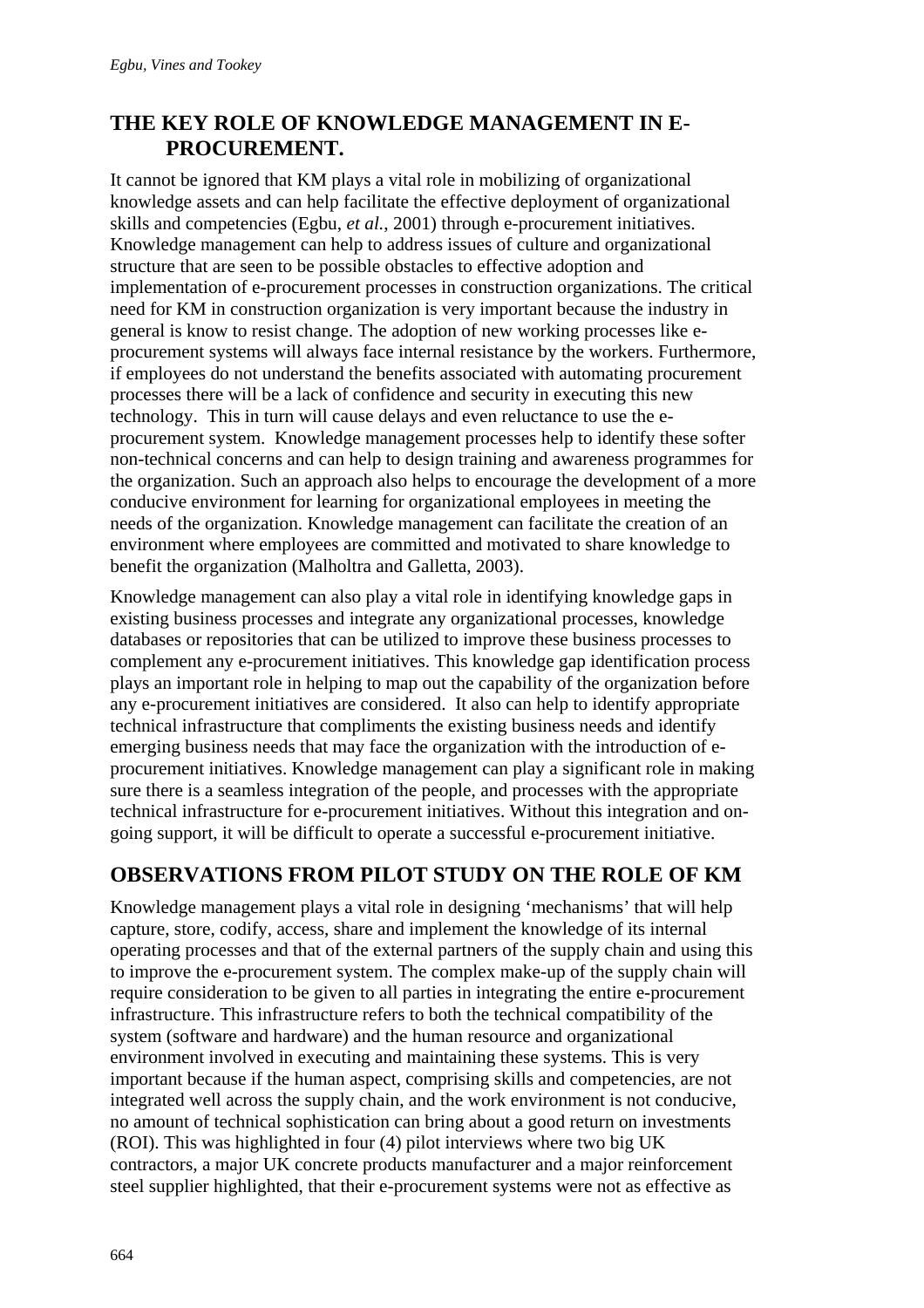## THE KEY ROLE OF KNOWLEDGE MANAGEMENT IN E-PROCUREMENT.

It cannot be ignored that KM plays a vital role in mobilizing of organizational knowledge assets and can help facilitate the effective deployment of organizational skills and competencies (Egbu, *et al.*, 2001) through e-procurement initiatives. Knowledge management can help to address issues of culture and organizational structure that are seen to be possible obstacles to effective adoption and implementation of e-procurement processes in construction organizations. The critical need for KM in construction organization is very important because the industry in general is know to resist change. The adoption of new working processes like e-procurement systems will always face internal resistance by the workers. Furthermore, if employees do not understand the benefits associated with automating procurement processes there will be a lack of confidence and security in executing this new technology. This in turn will cause delays and even reluctance to use the e-procurement system. Knowledge management processes help to identify these softer non-technical concerns and can help to design training and awareness programmes for the organization. Such an approach also helps to encourage the development of a more conducive environment for learning for organizational employees in meeting the needs of the organization. Knowledge management can facilitate the creation of an environment where employees are committed and motivated to share knowledge to benefit the organization (Malholtra and Galletta, 2003).

Knowledge management can also play a vital role in identifying knowledge gaps in existing business processes and integrate any organizational processes, knowledge databases or repositories that can be utilized to improve these business processes to complement any e-procurement initiatives. This knowledge gap identification process plays an important role in helping to map out the capability of the organization before any e-procurement initiatives are considered. It also can help to identify appropriate technical infrastructure that compliments the existing business needs and identify emerging business needs that may face the organization with the introduction of e-procurement initiatives. Knowledge management can play a significant role in making sure there is a seamless integration of the people, and processes with the appropriate technical infrastructure for e-procurement initiatives. Without this integration and on-going support, it will be difficult to operate a successful e-procurement initiative.

## OBSERVATIONS FROM PILOT STUDY ON THE ROLE OF KM

Knowledge management plays a vital role in designing 'mechanisms' that will help capture, store, codify, access, share and implement the knowledge of its internal operating processes and that of the external partners of the supply chain and using this to improve the e-procurement system. The complex make-up of the supply chain will require consideration to be given to all parties in integrating the entire e-procurement infrastructure. This infrastructure refers to both the technical compatibility of the system (software and hardware) and the human resource and organizational environment involved in executing and maintaining these systems. This is very important because if the human aspect, comprising skills and competencies, are not integrated well across the supply chain, and the work environment is not conducive, no amount of technical sophistication can bring about a good return on investments (ROI). This was highlighted in four (4) pilot interviews where two big UK contractors, a major UK concrete products manufacturer and a major reinforcement steel supplier highlighted, that their e-procurement systems were not as effective as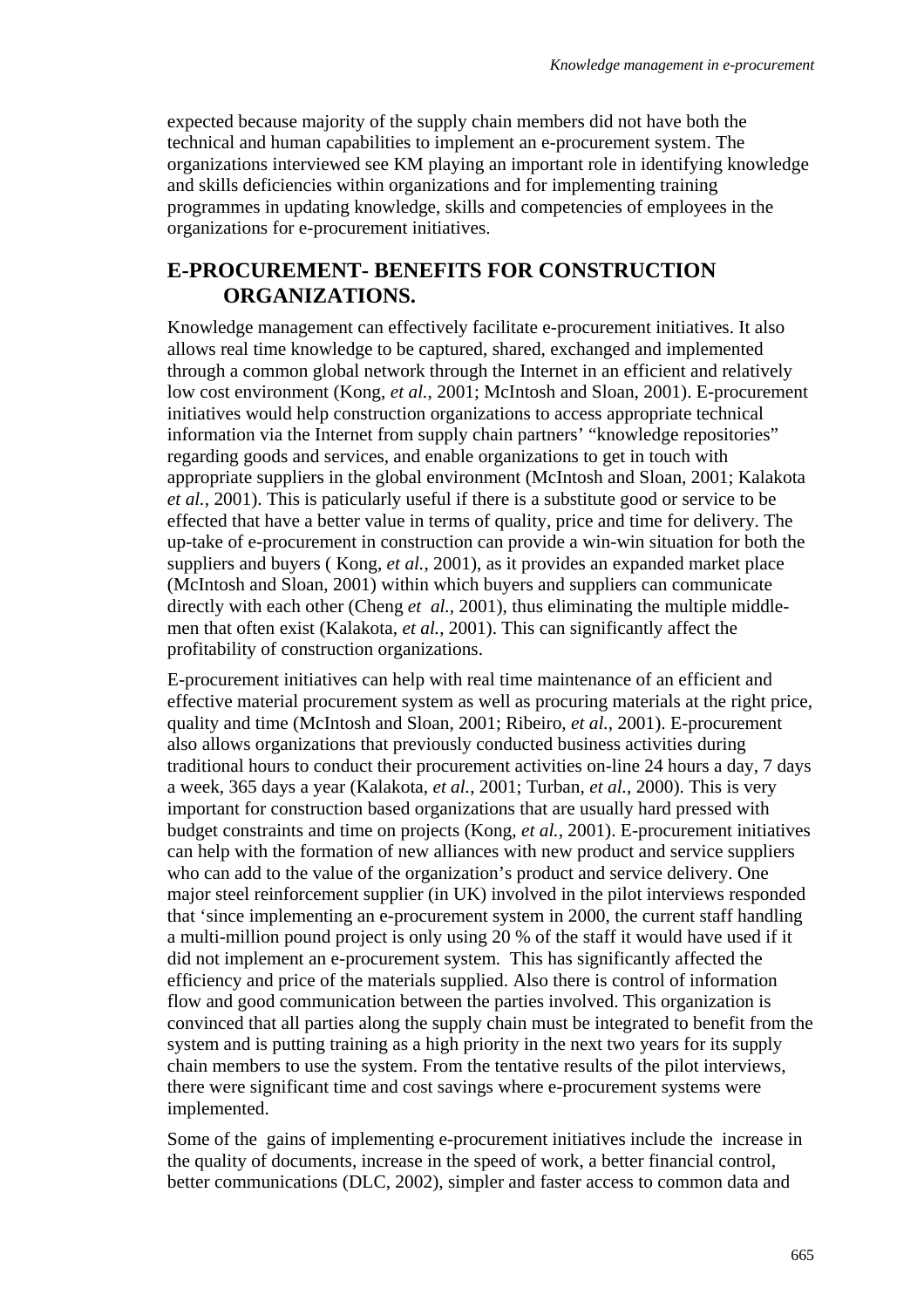expected because majority of the supply chain members did not have both the technical and human capabilities to implement an e-procurement system. The organizations interviewed see KM playing an important role in identifying knowledge and skills deficiencies within organizations and for implementing training programmes in updating knowledge, skills and competencies of employees in the organizations for e-procurement initiatives.

## E-PROCUREMENT- BENEFITS FOR CONSTRUCTION ORGANIZATIONS.

Knowledge management can effectively facilitate e-procurement initiatives. It also allows real time knowledge to be captured, shared, exchanged and implemented through a common global network through the Internet in an efficient and relatively low cost environment (Kong, *et al.,* 2001; McIntosh and Sloan, 2001). E-procurement initiatives would help construction organizations to access appropriate technical information via the Internet from supply chain partners' "knowledge repositories" regarding goods and services, and enable organizations to get in touch with appropriate suppliers in the global environment (McIntosh and Sloan, 2001; Kalakota *et al.,* 2001). This is paticularly useful if there is a substitute good or service to be effected that have a better value in terms of quality, price and time for delivery. The up-take of e-procurement in construction can provide a win-win situation for both the suppliers and buyers ( Kong, *et al.,* 2001), as it provides an expanded market place (McIntosh and Sloan, 2001) within which buyers and suppliers can communicate directly with each other (Cheng *et al.,* 2001), thus eliminating the multiple middle-men that often exist (Kalakota, *et al.,* 2001). This can significantly affect the profitability of construction organizations.

E-procurement initiatives can help with real time maintenance of an efficient and effective material procurement system as well as procuring materials at the right price, quality and time (McIntosh and Sloan, 2001; Ribeiro, *et al.,* 2001). E-procurement also allows organizations that previously conducted business activities during traditional hours to conduct their procurement activities on-line 24 hours a day, 7 days a week, 365 days a year (Kalakota, *et al.,* 2001; Turban, *et al.,* 2000). This is very important for construction based organizations that are usually hard pressed with budget constraints and time on projects (Kong, *et al.,* 2001). E-procurement initiatives can help with the formation of new alliances with new product and service suppliers who can add to the value of the organization's product and service delivery. One major steel reinforcement supplier (in UK) involved in the pilot interviews responded that 'since implementing an e-procurement system in 2000, the current staff handling a multi-million pound project is only using 20 % of the staff it would have used if it did not implement an e-procurement system. This has significantly affected the efficiency and price of the materials supplied. Also there is control of information flow and good communication between the parties involved. This organization is convinced that all parties along the supply chain must be integrated to benefit from the system and is putting training as a high priority in the next two years for its supply chain members to use the system. From the tentative results of the pilot interviews, there were significant time and cost savings where e-procurement systems were implemented.

Some of the gains of implementing e-procurement initiatives include the increase in the quality of documents, increase in the speed of work, a better financial control, better communications (DLC, 2002), simpler and faster access to common data and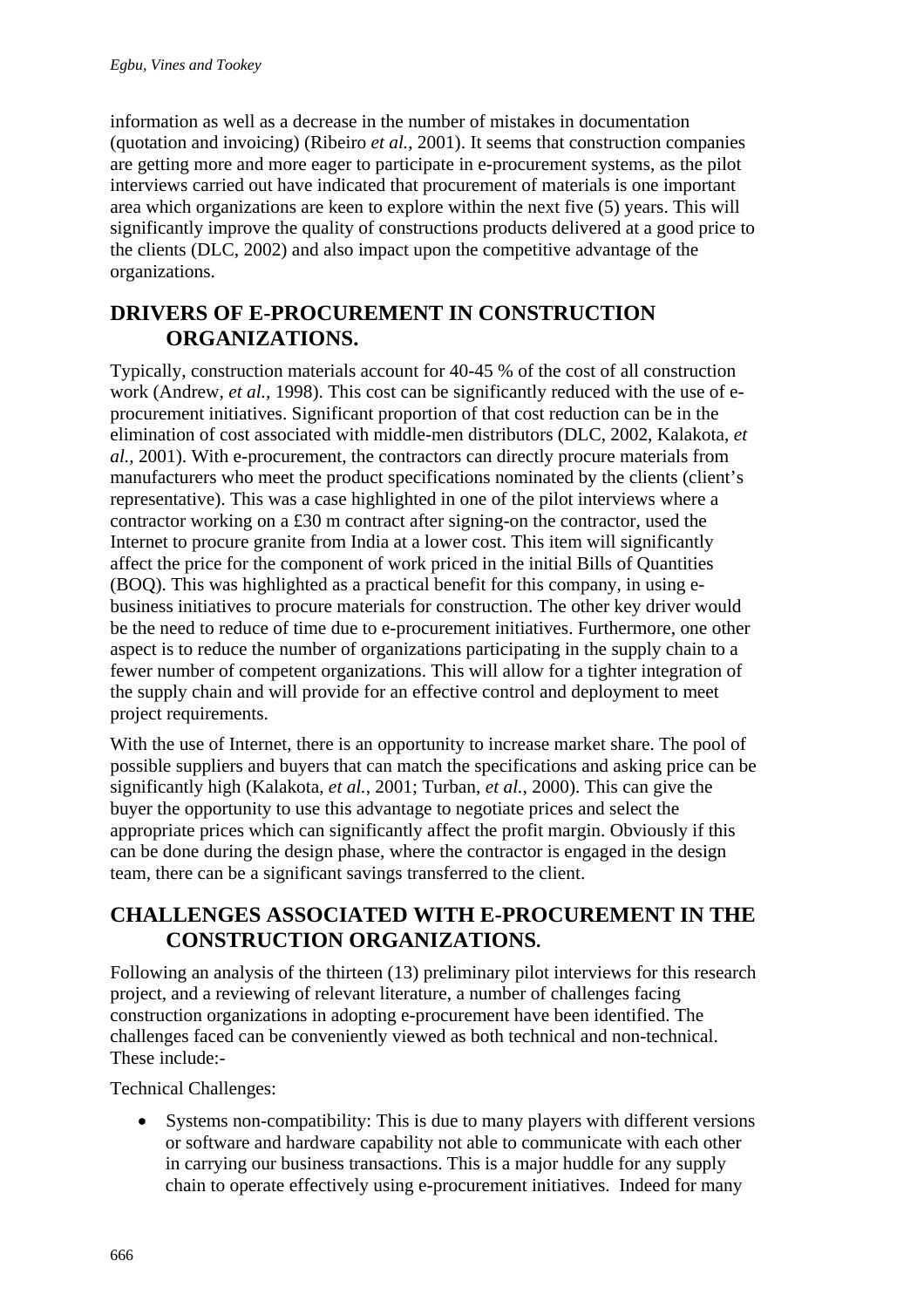information as well as a decrease in the number of mistakes in documentation (quotation and invoicing) (Ribeiro *et al.*, 2001). It seems that construction companies are getting more and more eager to participate in e-procurement systems, as the pilot interviews carried out have indicated that procurement of materials is one important area which organizations are keen to explore within the next five (5) years. This will significantly improve the quality of constructions products delivered at a good price to the clients (DLC, 2002) and also impact upon the competitive advantage of the organizations.

## DRIVERS OF E-PROCUREMENT IN CONSTRUCTION ORGANIZATIONS.

Typically, construction materials account for 40-45 % of the cost of all construction work (Andrew, *et al.*, 1998). This cost can be significantly reduced with the use of e-procurement initiatives. Significant proportion of that cost reduction can be in the elimination of cost associated with middle-men distributors (DLC, 2002, Kalakota, *et al.*, 2001). With e-procurement, the contractors can directly procure materials from manufacturers who meet the product specifications nominated by the clients (client's representative). This was a case highlighted in one of the pilot interviews where a contractor working on a £30 m contract after signing-on the contractor, used the Internet to procure granite from India at a lower cost. This item will significantly affect the price for the component of work priced in the initial Bills of Quantities (BOQ). This was highlighted as a practical benefit for this company, in using e-business initiatives to procure materials for construction. The other key driver would be the need to reduce of time due to e-procurement initiatives. Furthermore, one other aspect is to reduce the number of organizations participating in the supply chain to a fewer number of competent organizations. This will allow for a tighter integration of the supply chain and will provide for an effective control and deployment to meet project requirements.

With the use of Internet, there is an opportunity to increase market share. The pool of possible suppliers and buyers that can match the specifications and asking price can be significantly high (Kalakota, *et al.*, 2001; Turban, *et al.*, 2000). This can give the buyer the opportunity to use this advantage to negotiate prices and select the appropriate prices which can significantly affect the profit margin. Obviously if this can be done during the design phase, where the contractor is engaged in the design team, there can be a significant savings transferred to the client.

## CHALLENGES ASSOCIATED WITH E-PROCUREMENT IN THE CONSTRUCTION ORGANIZATIONS.

Following an analysis of the thirteen (13) preliminary pilot interviews for this research project, and a reviewing of relevant literature, a number of challenges facing construction organizations in adopting e-procurement have been identified. The challenges faced can be conveniently viewed as both technical and non-technical. These include:-

Technical Challenges:

- Systems non-compatibility: This is due to many players with different versions or software and hardware capability not able to communicate with each other in carrying our business transactions. This is a major huddle for any supply chain to operate effectively using e-procurement initiatives. Indeed for many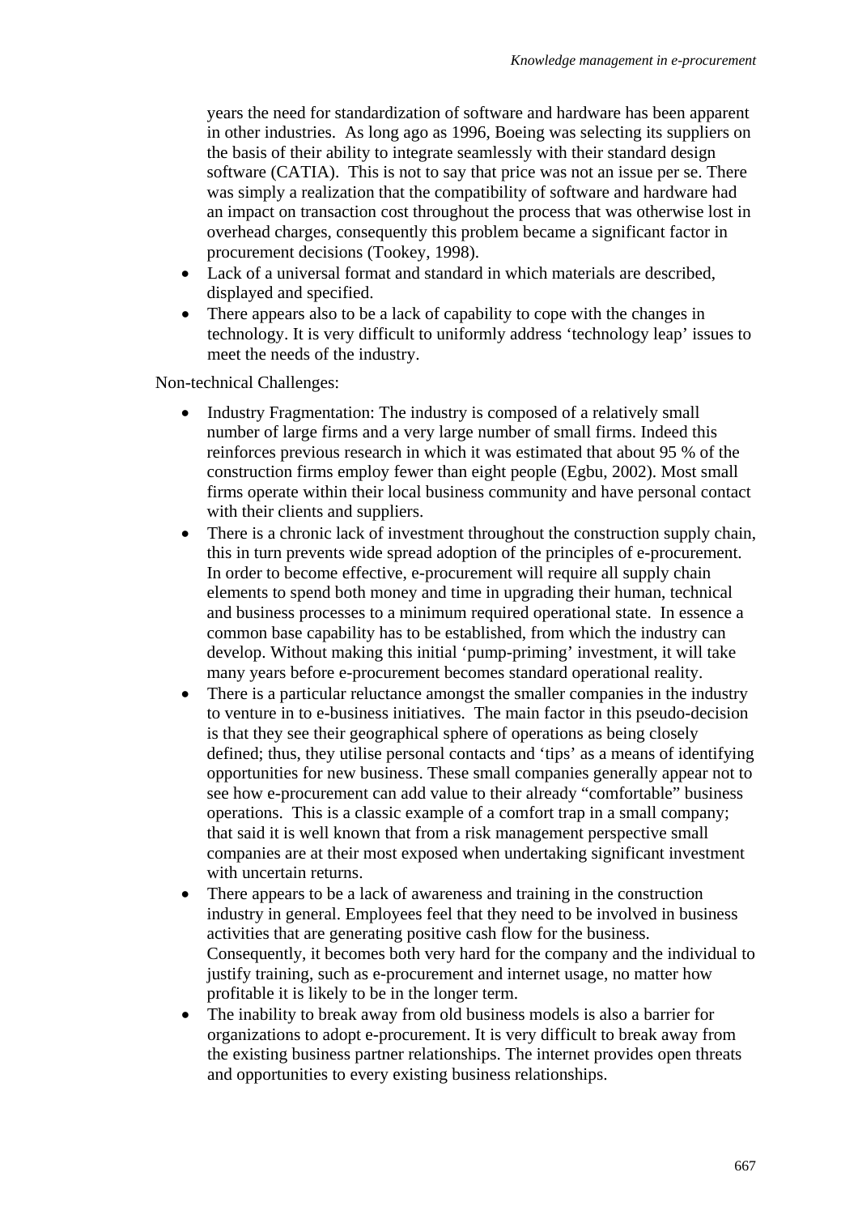years the need for standardization of software and hardware has been apparent in other industries. As long ago as 1996, Boeing was selecting its suppliers on the basis of their ability to integrate seamlessly with their standard design software (CATIA). This is not to say that price was not an issue per se. There was simply a realization that the compatibility of software and hardware had an impact on transaction cost throughout the process that was otherwise lost in overhead charges, consequently this problem became a significant factor in procurement decisions (Tookey, 1998).

- Lack of a universal format and standard in which materials are described, displayed and specified.
- There appears also to be a lack of capability to cope with the changes in technology. It is very difficult to uniformly address 'technology leap' issues to meet the needs of the industry.

Non-technical Challenges:

- Industry Fragmentation: The industry is composed of a relatively small number of large firms and a very large number of small firms. Indeed this reinforces previous research in which it was estimated that about 95 % of the construction firms employ fewer than eight people (Egbu, 2002). Most small firms operate within their local business community and have personal contact with their clients and suppliers.
- There is a chronic lack of investment throughout the construction supply chain, this in turn prevents wide spread adoption of the principles of e-procurement. In order to become effective, e-procurement will require all supply chain elements to spend both money and time in upgrading their human, technical and business processes to a minimum required operational state. In essence a common base capability has to be established, from which the industry can develop. Without making this initial 'pump-priming' investment, it will take many years before e-procurement becomes standard operational reality.
- There is a particular reluctance amongst the smaller companies in the industry to venture in to e-business initiatives. The main factor in this pseudo-decision is that they see their geographical sphere of operations as being closely defined; thus, they utilise personal contacts and 'tips' as a means of identifying opportunities for new business. These small companies generally appear not to see how e-procurement can add value to their already "comfortable" business operations. This is a classic example of a comfort trap in a small company; that said it is well known that from a risk management perspective small companies are at their most exposed when undertaking significant investment with uncertain returns.
- There appears to be a lack of awareness and training in the construction industry in general. Employees feel that they need to be involved in business activities that are generating positive cash flow for the business. Consequently, it becomes both very hard for the company and the individual to justify training, such as e-procurement and internet usage, no matter how profitable it is likely to be in the longer term.
- The inability to break away from old business models is also a barrier for organizations to adopt e-procurement. It is very difficult to break away from the existing business partner relationships. The internet provides open threats and opportunities to every existing business relationships.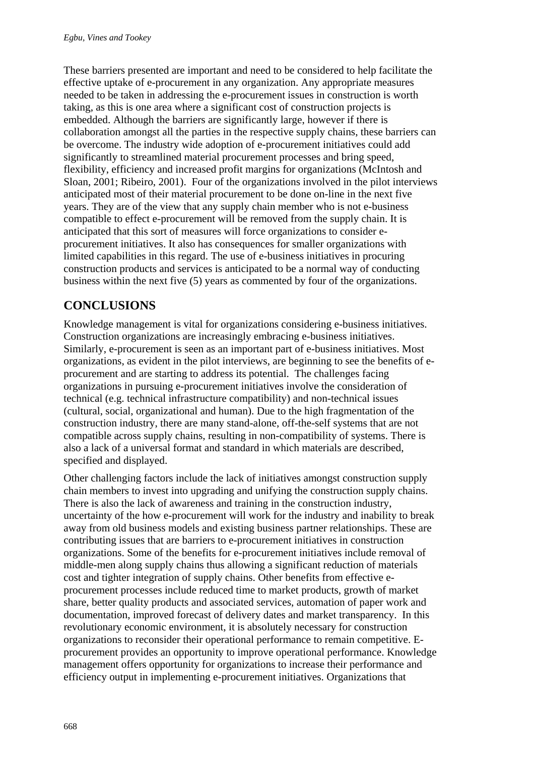These barriers presented are important and need to be considered to help facilitate the effective uptake of e-procurement in any organization. Any appropriate measures needed to be taken in addressing the e-procurement issues in construction is worth taking, as this is one area where a significant cost of construction projects is embedded. Although the barriers are significantly large, however if there is collaboration amongst all the parties in the respective supply chains, these barriers can be overcome. The industry wide adoption of e-procurement initiatives could add significantly to streamlined material procurement processes and bring speed, flexibility, efficiency and increased profit margins for organizations (McIntosh and Sloan, 2001; Ribeiro, 2001). Four of the organizations involved in the pilot interviews anticipated most of their material procurement to be done on-line in the next five years. They are of the view that any supply chain member who is not e-business compatible to effect e-procurement will be removed from the supply chain. It is anticipated that this sort of measures will force organizations to consider e-procurement initiatives. It also has consequences for smaller organizations with limited capabilities in this regard. The use of e-business initiatives in procuring construction products and services is anticipated to be a normal way of conducting business within the next five (5) years as commented by four of the organizations.

## CONCLUSIONS

Knowledge management is vital for organizations considering e-business initiatives. Construction organizations are increasingly embracing e-business initiatives. Similarly, e-procurement is seen as an important part of e-business initiatives. Most organizations, as evident in the pilot interviews, are beginning to see the benefits of e-procurement and are starting to address its potential. The challenges facing organizations in pursuing e-procurement initiatives involve the consideration of technical (e.g. technical infrastructure compatibility) and non-technical issues (cultural, social, organizational and human). Due to the high fragmentation of the construction industry, there are many stand-alone, off-the-self systems that are not compatible across supply chains, resulting in non-compatibility of systems. There is also a lack of a universal format and standard in which materials are described, specified and displayed.

Other challenging factors include the lack of initiatives amongst construction supply chain members to invest into upgrading and unifying the construction supply chains. There is also the lack of awareness and training in the construction industry, uncertainty of the how e-procurement will work for the industry and inability to break away from old business models and existing business partner relationships. These are contributing issues that are barriers to e-procurement initiatives in construction organizations. Some of the benefits for e-procurement initiatives include removal of middle-men along supply chains thus allowing a significant reduction of materials cost and tighter integration of supply chains. Other benefits from effective e-procurement processes include reduced time to market products, growth of market share, better quality products and associated services, automation of paper work and documentation, improved forecast of delivery dates and market transparency. In this revolutionary economic environment, it is absolutely necessary for construction organizations to reconsider their operational performance to remain competitive. E-procurement provides an opportunity to improve operational performance. Knowledge management offers opportunity for organizations to increase their performance and efficiency output in implementing e-procurement initiatives. Organizations that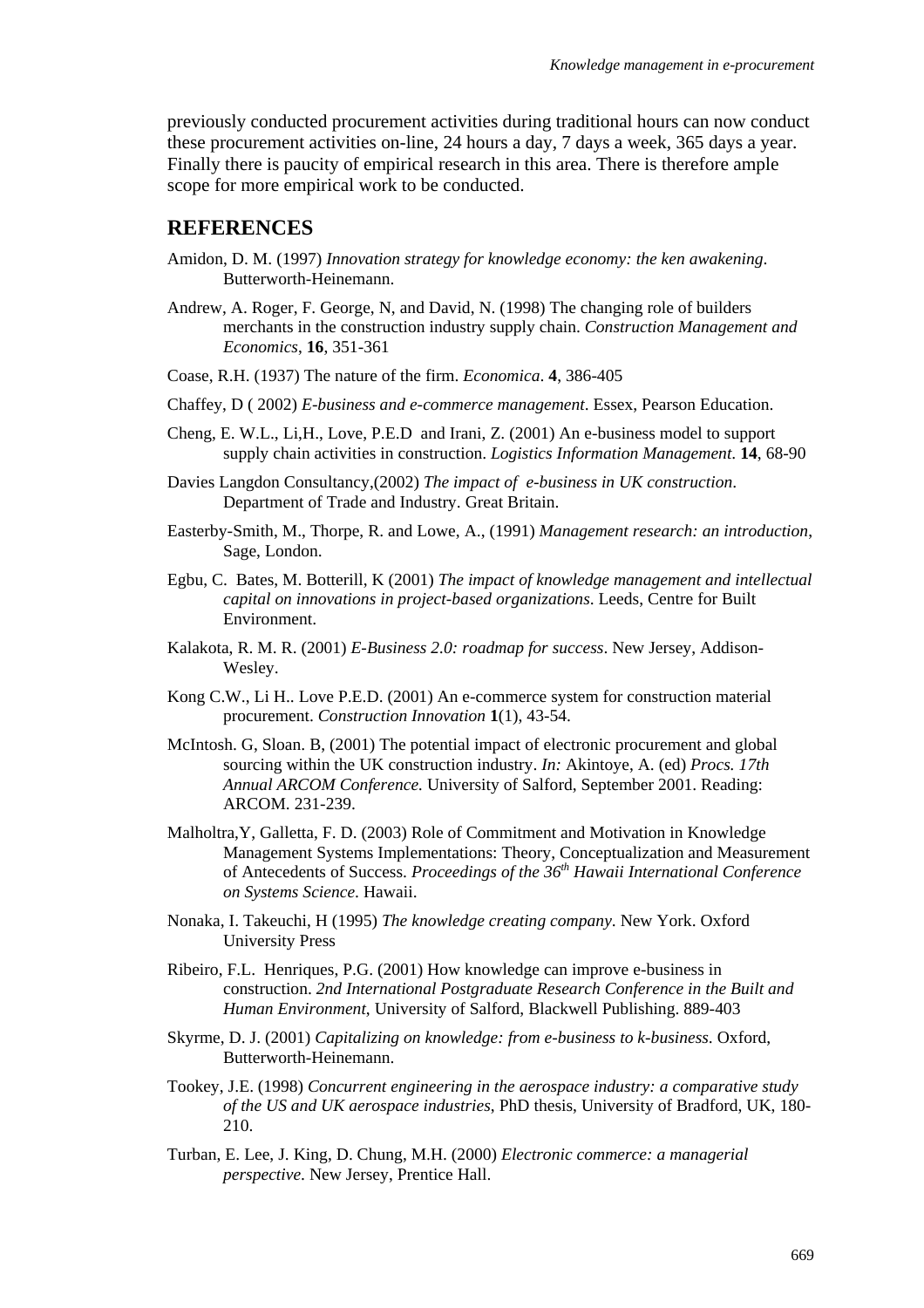previously conducted procurement activities during traditional hours can now conduct these procurement activities on-line, 24 hours a day, 7 days a week, 365 days a year. Finally there is paucity of empirical research in this area. There is therefore ample scope for more empirical work to be conducted.

## REFERENCES

Amidon, D. M. (1997) *Innovation strategy for knowledge economy: the ken awakening*. Butterworth-Heinemann.

Andrew, A. Roger, F. George, N, and David, N. (1998) The changing role of builders merchants in the construction industry supply chain. *Construction Management and Economics*, **16**, 351-361

Coase, R.H. (1937) The nature of the firm. *Economica*. **4**, 386-405

Chaffey, D ( 2002) *E-business and e-commerce management*. Essex, Pearson Education.

Cheng, E. W.L., Li,H., Love, P.E.D and Irani, Z. (2001) An e-business model to support supply chain activities in construction. *Logistics Information Management*. **14**, 68-90

Davies Langdon Consultancy,(2002) *The impact of e-business in UK construction*. Department of Trade and Industry. Great Britain.

Easterby-Smith, M., Thorpe, R. and Lowe, A., (1991) *Management research: an introduction*, Sage, London.

Egbu, C. Bates, M. Botterill, K (2001) *The impact of knowledge management and intellectual capital on innovations in project-based organizations*. Leeds, Centre for Built Environment.

Kalakota, R. M. R. (2001) *E-Business 2.0: roadmap for success*. New Jersey, Addison-Wesley.

Kong C.W., Li H.. Love P.E.D. (2001) An e-commerce system for construction material procurement. *Construction Innovation* **1**(1), 43-54.

McIntosh. G, Sloan. B, (2001) The potential impact of electronic procurement and global sourcing within the UK construction industry. *In:* Akintoye, A. (ed) *Procs. 17th Annual ARCOM Conference.* University of Salford, September 2001. Reading: ARCOM. 231-239.

Malholtra,Y, Galletta, F. D. (2003) Role of Commitment and Motivation in Knowledge Management Systems Implementations: Theory, Conceptualization and Measurement of Antecedents of Success. *Proceedings of the 36th Hawaii International Conference on Systems Science.* Hawaii.

Nonaka, I. Takeuchi, H (1995) *The knowledge creating company*. New York. Oxford University Press

Ribeiro, F.L. Henriques, P.G. (2001) How knowledge can improve e-business in construction. *2nd International Postgraduate Research Conference in the Built and Human Environment*, University of Salford, Blackwell Publishing. 889-403

Skyrme, D. J. (2001) *Capitalizing on knowledge: from e-business to k-business*. Oxford, Butterworth-Heinemann.

Tookey, J.E. (1998) *Concurrent engineering in the aerospace industry: a comparative study of the US and UK aerospace industries*, PhD thesis, University of Bradford, UK, 180-210.

Turban, E. Lee, J. King, D. Chung, M.H. (2000) *Electronic commerce: a managerial perspective*. New Jersey, Prentice Hall.